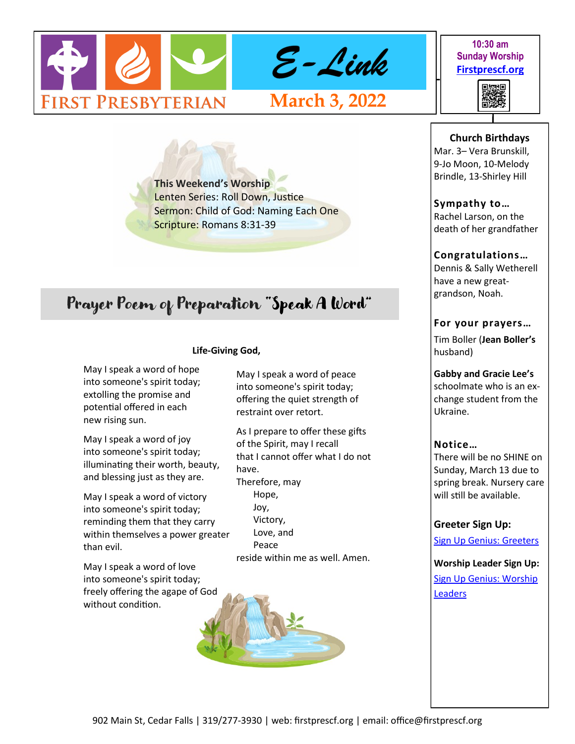# E-Link

**First Presbyterian**

**March 3, 2022**

**10:30 am Sunday Worship**
**[Firstprescf.org](Firstprescf.org)**

**This Weekend's Worship**
Lenten Series: Roll Down, Justice
Sermon: Child of God: Naming Each One
Scripture: Romans 8:31-39

## Prayer Poem of Preparation "Speak A Word"

**Life-Giving God,**

May I speak a word of hope
into someone's spirit today;
extolling the promise and
potential offered in each
new rising sun.

May I speak a word of joy
into someone's spirit today;
illuminating their worth, beauty,
and blessing just as they are.

May I speak a word of victory
into someone's spirit today;
reminding them that they carry
within themselves a power greater
than evil.

May I speak a word of love
into someone's spirit today;
freely offering the agape of God
without condition.

May I speak a word of peace
into someone's spirit today;
offering the quiet strength of
restraint over retort.

As I prepare to offer these gifts
of the Spirit, may I recall
that I cannot offer what I do not
have.
Therefore, may
Hope,
Joy,
Victory,
Love, and
Peace
reside within me as well. Amen.

**Church Birthdays**
Mar. 3– Vera Brunskill, 9-Jo Moon, 10-Melody Brindle, 13-Shirley Hill

**Sympathy to…**
Rachel Larson, on the death of her grandfather

**Congratulations…**
Dennis & Sally Wetherell have a new great-grandson, Noah.

**For your prayers…**
Tim Boller (**Jean Boller's** husband)

**Gabby and Gracie Lee's** schoolmate who is an exchange student from the Ukraine.

**Notice…**
There will be no SHINE on Sunday, March 13 due to spring break. Nursery care will still be available.

**Greeter Sign Up:**
Sign Up Genius: Greeters

**Worship Leader Sign Up:**
Sign Up Genius: Worship Leaders

902 Main St, Cedar Falls | 319/277-3930 | web: firstprescf.org | email: office@firstprescf.org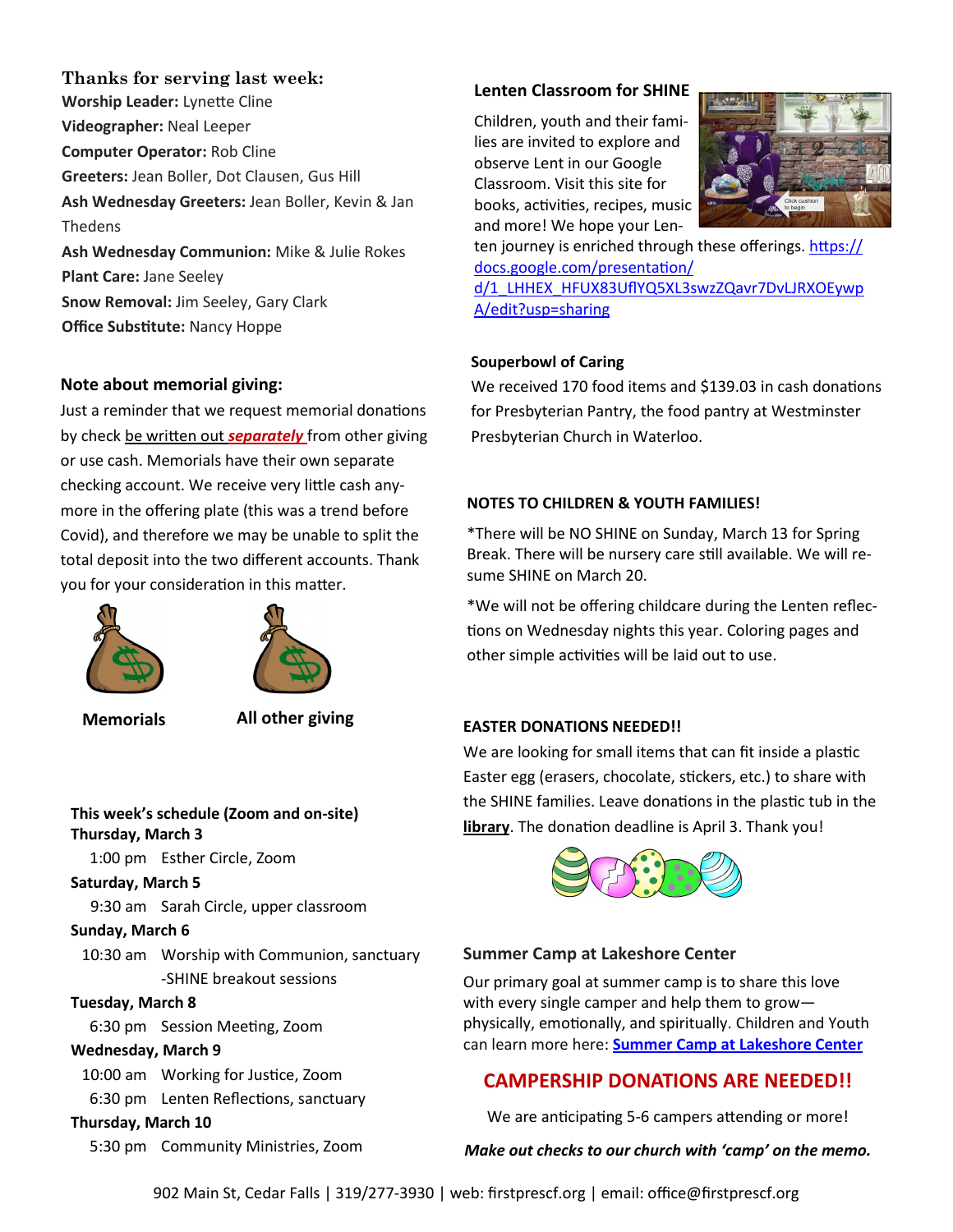### Thanks for serving last week:

**Worship Leader:** Lynette Cline
**Videographer:** Neal Leeper
**Computer Operator:** Rob Cline
**Greeters:** Jean Boller, Dot Clausen, Gus Hill
**Ash Wednesday Greeters:** Jean Boller, Kevin & Jan Thedens
**Ash Wednesday Communion:** Mike & Julie Rokes
**Plant Care:** Jane Seeley
**Snow Removal:** Jim Seeley, Gary Clark
**Office Substitute:** Nancy Hoppe

### Note about memorial giving:

Just a reminder that we request memorial donations by check be written out ***separately*** from other giving or use cash. Memorials have their own separate checking account. We receive very little cash anymore in the offering plate (this was a trend before Covid), and therefore we may be unable to split the total deposit into the two different accounts. Thank you for your consideration in this matter.

**Memorials** **All other giving**

### This week's schedule (Zoom and on-site)

**Thursday, March 3**
1:00 pm Esther Circle, Zoom

**Saturday, March 5**
9:30 am Sarah Circle, upper classroom

**Sunday, March 6**
10:30 am Worship with Communion, sanctuary
-SHINE breakout sessions

**Tuesday, March 8**
6:30 pm Session Meeting, Zoom

**Wednesday, March 9**
10:00 am Working for Justice, Zoom
6:30 pm Lenten Reflections, sanctuary

**Thursday, March 10**
5:30 pm Community Ministries, Zoom

### Lenten Classroom for SHINE

Children, youth and their families are invited to explore and observe Lent in our Google Classroom. Visit this site for books, activities, recipes, music and more! We hope your Lenten journey is enriched through these offerings. https://docs.google.com/presentation/d/1_LHHEX_HFUX83UflYQ5XL3swzZQavr7DvLJRXOEywpA/edit?usp=sharing

### Souperbowl of Caring

We received 170 food items and $139.03 in cash donations for Presbyterian Pantry, the food pantry at Westminster Presbyterian Church in Waterloo.

### NOTES TO CHILDREN & YOUTH FAMILIES!

*There will be NO SHINE on Sunday, March 13 for Spring Break. There will be nursery care still available. We will resume SHINE on March 20.

*We will not be offering childcare during the Lenten reflections on Wednesday nights this year. Coloring pages and other simple activities will be laid out to use.

### EASTER DONATIONS NEEDED!!

We are looking for small items that can fit inside a plastic Easter egg (erasers, chocolate, stickers, etc.) to share with the SHINE families. Leave donations in the plastic tub in the **library**. The donation deadline is April 3. Thank you!

### Summer Camp at Lakeshore Center

Our primary goal at summer camp is to share this love with every single camper and help them to grow—physically, emotionally, and spiritually. Children and Youth can learn more here: **Summer Camp at Lakeshore Center**

## CAMPERSHIP DONATIONS ARE NEEDED!!

We are anticipating 5-6 campers attending or more!

***Make out checks to our church with 'camp' on the memo.***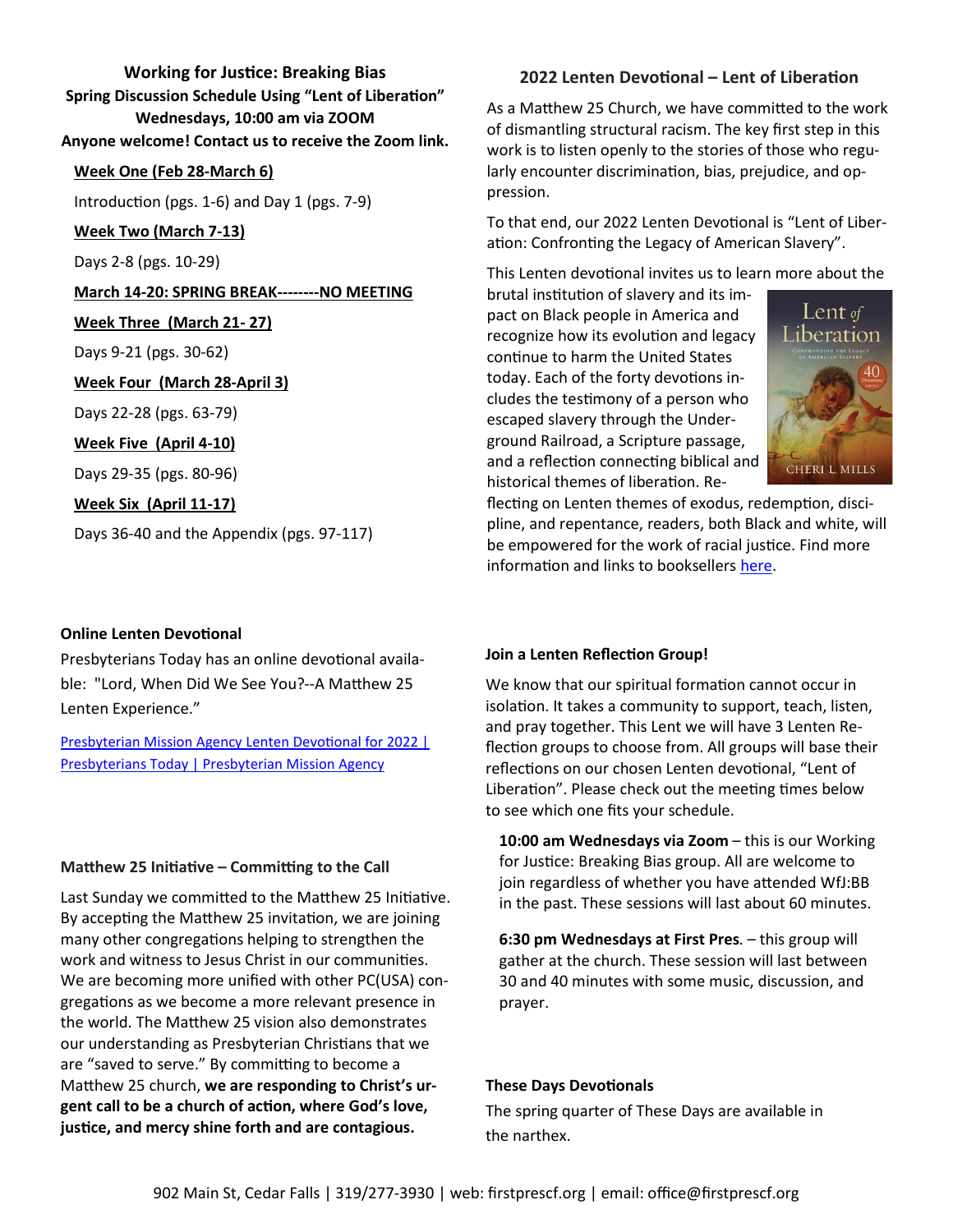## Working for Justice: Breaking Bias

**Spring Discussion Schedule Using "Lent of Liberation"**

**Wednesdays, 10:00 am via ZOOM**

**Anyone welcome! Contact us to receive the Zoom link.**

**Week One (Feb 28-March 6)**

Introduction (pgs. 1-6) and Day 1 (pgs. 7-9)

**Week Two (March 7-13)**

Days 2-8 (pgs. 10-29)

**March 14-20: SPRING BREAK--------NO MEETING**

**Week Three (March 21- 27)**

Days 9-21 (pgs. 30-62)

**Week Four (March 28-April 3)**

Days 22-28 (pgs. 63-79)

**Week Five (April 4-10)**

Days 29-35 (pgs. 80-96)

**Week Six (April 11-17)**

Days 36-40 and the Appendix (pgs. 97-117)

## 2022 Lenten Devotional – Lent of Liberation

As a Matthew 25 Church, we have committed to the work of dismantling structural racism. The key first step in this work is to listen openly to the stories of those who regularly encounter discrimination, bias, prejudice, and oppression.

To that end, our 2022 Lenten Devotional is "Lent of Liberation: Confronting the Legacy of American Slavery".

This Lenten devotional invites us to learn more about the brutal institution of slavery and its impact on Black people in America and recognize how its evolution and legacy continue to harm the United States today. Each of the forty devotions includes the testimony of a person who escaped slavery through the Underground Railroad, a Scripture passage, and a reflection connecting biblical and historical themes of liberation. Reflecting on Lenten themes of exodus, redemption, discipline, and repentance, readers, both Black and white, will be empowered for the work of racial justice. Find more information and links to booksellers here.

### Online Lenten Devotional

Presbyterians Today has an online devotional available: "Lord, When Did We See You?--A Matthew 25 Lenten Experience."

Presbyterian Mission Agency Lenten Devotional for 2022 | Presbyterians Today | Presbyterian Mission Agency

### Matthew 25 Initiative – Committing to the Call

Last Sunday we committed to the Matthew 25 Initiative. By accepting the Matthew 25 invitation, we are joining many other congregations helping to strengthen the work and witness to Jesus Christ in our communities. We are becoming more unified with other PC(USA) congregations as we become a more relevant presence in the world. The Matthew 25 vision also demonstrates our understanding as Presbyterian Christians that we are "saved to serve." By committing to become a Matthew 25 church, **we are responding to Christ's urgent call to be a church of action, where God's love, justice, and mercy shine forth and are contagious.**

### Join a Lenten Reflection Group!

We know that our spiritual formation cannot occur in isolation. It takes a community to support, teach, listen, and pray together. This Lent we will have 3 Lenten Reflection groups to choose from. All groups will base their reflections on our chosen Lenten devotional, "Lent of Liberation". Please check out the meeting times below to see which one fits your schedule.

**10:00 am Wednesdays via Zoom** – this is our Working for Justice: Breaking Bias group. All are welcome to join regardless of whether you have attended WfJ:BB in the past. These sessions will last about 60 minutes.

**6:30 pm Wednesdays at First Pres**. – this group will gather at the church. These session will last between 30 and 40 minutes with some music, discussion, and prayer.

### These Days Devotionals

The spring quarter of These Days are available in the narthex.

902 Main St, Cedar Falls | 319/277-3930 | web: firstprescf.org | email: office@firstprescf.org